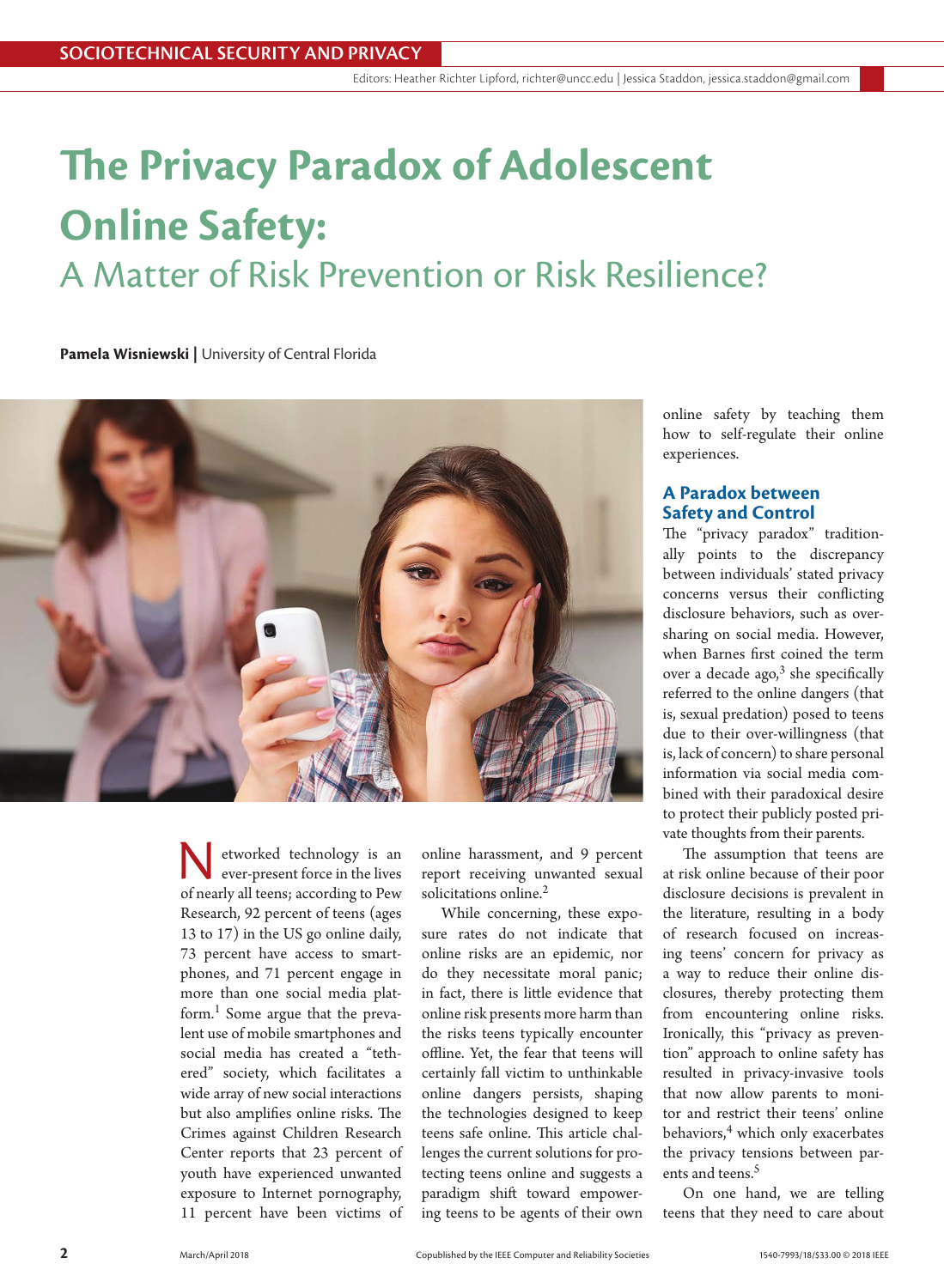# The Privacy Paradox of Adolescent Online Safety:

## A Matter of Risk Prevention or Risk Resilience?

**Pamela Wisniewski** | University of Central Florida

Networked technology is an ever-present force in the lives of nearly all teens; according to Pew Research, 92 percent of teens (ages 13 to 17) in the US go online daily, 73 percent have access to smartphones, and 71 percent engage in more than one social media platform.[1] Some argue that the prevalent use of mobile smartphones and social media has created a "tethered" society, which facilitates a wide array of new social interactions but also amplifies online risks. The Crimes against Children Research Center reports that 23 percent of youth have experienced unwanted exposure to Internet pornography, 11 percent have been victims of online harassment, and 9 percent report receiving unwanted sexual solicitations online.[2]

While concerning, these exposure rates do not indicate that online risks are an epidemic, nor do they necessitate moral panic; in fact, there is little evidence that online risk presents more harm than the risks teens typically encounter offline. Yet, the fear that teens will certainly fall victim to unthinkable online dangers persists, shaping the technologies designed to keep teens safe online. This article challenges the current solutions for protecting teens online and suggests a paradigm shift toward empowering teens to be agents of their own online safety by teaching them how to self-regulate their online experiences.

### A Paradox between Safety and Control

The "privacy paradox" traditionally points to the discrepancy between individuals' stated privacy concerns versus their conflicting disclosure behaviors, such as oversharing on social media. However, when Barnes first coined the term over a decade ago,[3] she specifically referred to the online dangers (that is, sexual predation) posed to teens due to their over-willingness (that is, lack of concern) to share personal information via social media combined with their paradoxical desire to protect their publicly posted private thoughts from their parents.

The assumption that teens are at risk online because of their poor disclosure decisions is prevalent in the literature, resulting in a body of research focused on increasing teens' concern for privacy as a way to reduce their online disclosures, thereby protecting them from encountering online risks. Ironically, this "privacy as prevention" approach to online safety has resulted in privacy-invasive tools that now allow parents to monitor and restrict their teens' online behaviors,[4] which only exacerbates the privacy tensions between parents and teens.[5]

On one hand, we are telling teens that they need to care about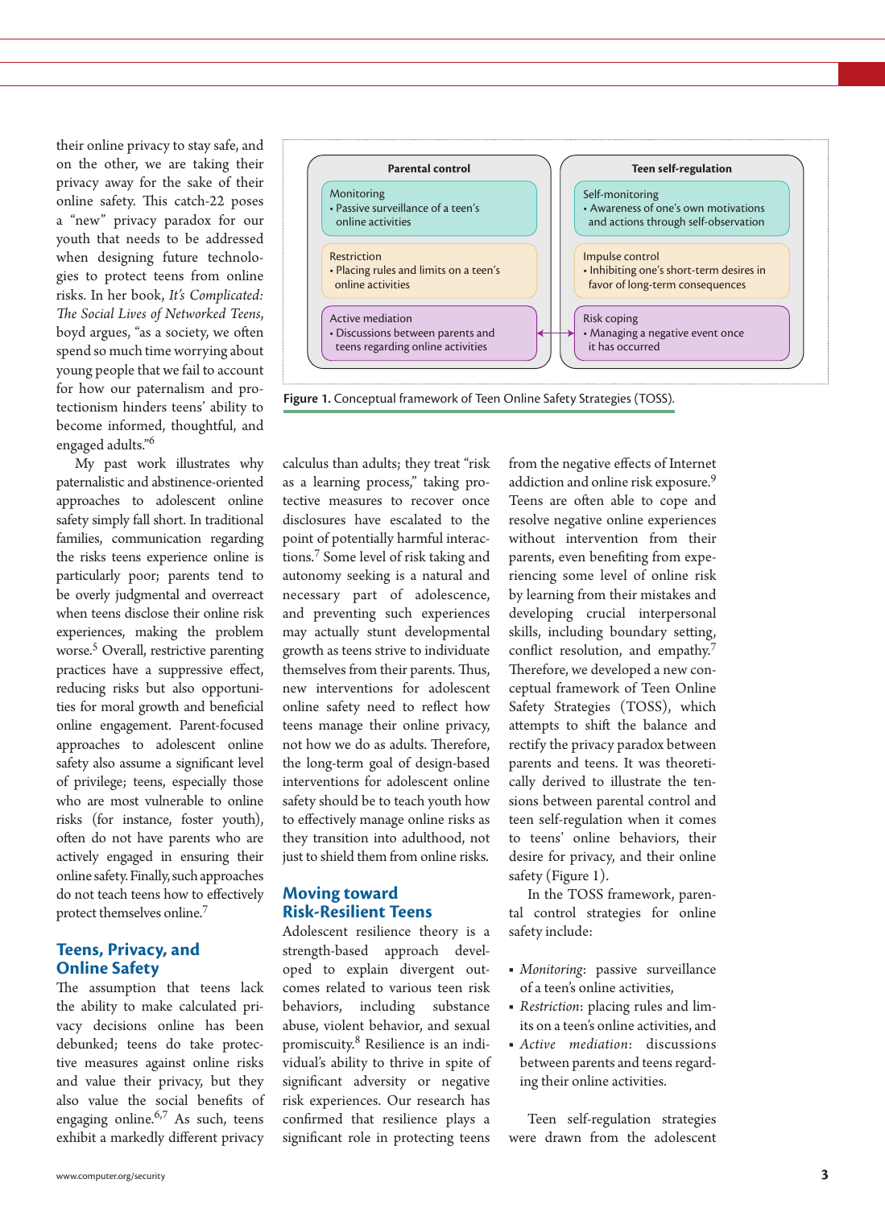their online privacy to stay safe, and on the other, we are taking their privacy away for the sake of their online safety. This catch-22 poses a "new" privacy paradox for our youth that needs to be addressed when designing future technologies to protect teens from online risks. In her book, *It's Complicated: The Social Lives of Networked Teens*, boyd argues, "as a society, we often spend so much time worrying about young people that we fail to account for how our paternalism and protectionism hinders teens' ability to become informed, thoughtful, and engaged adults."[6]

My past work illustrates why paternalistic and abstinence-oriented approaches to adolescent online safety simply fall short. In traditional families, communication regarding the risks teens experience online is particularly poor; parents tend to be overly judgmental and overreact when teens disclose their online risk experiences, making the problem worse.[5] Overall, restrictive parenting practices have a suppressive effect, reducing risks but also opportunities for moral growth and beneficial online engagement. Parent-focused approaches to adolescent online safety also assume a significant level of privilege; teens, especially those who are most vulnerable to online risks (for instance, foster youth), often do not have parents who are actively engaged in ensuring their online safety. Finally, such approaches do not teach teens how to effectively protect themselves online.[7]

## Teens, Privacy, and Online Safety

The assumption that teens lack the ability to make calculated privacy decisions online has been debunked; teens do take protective measures against online risks and value their privacy, but they also value the social benefits of engaging online.[6,7] As such, teens exhibit a markedly different privacy calculus than adults; they treat "risk as a learning process," taking protective measures to recover once disclosures have escalated to the point of potentially harmful interactions.[7] Some level of risk taking and autonomy seeking is a natural and necessary part of adolescence, and preventing such experiences may actually stunt developmental growth as teens strive to individuate themselves from their parents. Thus, new interventions for adolescent online safety need to reflect how teens manage their online privacy, not how we do as adults. Therefore, the long-term goal of design-based interventions for adolescent online safety should be to teach youth how to effectively manage online risks as they transition into adulthood, not just to shield them from online risks.

## Moving toward Risk-Resilient Teens

Adolescent resilience theory is a strength-based approach developed to explain divergent outcomes related to various teen risk behaviors, including substance abuse, violent behavior, and sexual promiscuity.[8] Resilience is an individual's ability to thrive in spite of significant adversity or negative risk experiences. Our research has confirmed that resilience plays a significant role in protecting teens from the negative effects of Internet addiction and online risk exposure.[9] Teens are often able to cope and resolve negative online experiences without intervention from their parents, even benefiting from experiencing some level of online risk by learning from their mistakes and developing crucial interpersonal skills, including boundary setting, conflict resolution, and empathy.[7] Therefore, we developed a new conceptual framework of Teen Online Safety Strategies (TOSS), which attempts to shift the balance and rectify the privacy paradox between parents and teens. It was theoretically derived to illustrate the tensions between parental control and teen self-regulation when it comes to teens' online behaviors, their desire for privacy, and their online safety (Figure 1).

| Parental control | Teen self-regulation |
|---|---|
| Monitoring<br>• Passive surveillance of a teen's online activities | Self-monitoring<br>• Awareness of one's own motivations and actions through self-observation |
| Restriction<br>• Placing rules and limits on a teen's online activities | Impulse control<br>• Inhibiting one's short-term desires in favor of long-term consequences |
| Active mediation<br>• Discussions between parents and teens regarding online activities | Risk coping<br>• Managing a negative event once it has occurred |

**Figure 1.** Conceptual framework of Teen Online Safety Strategies (TOSS).

In the TOSS framework, parental control strategies for online safety include:

- *Monitoring*: passive surveillance of a teen's online activities,
- *Restriction*: placing rules and limits on a teen's online activities, and
- *Active mediation*: discussions between parents and teens regarding their online activities.

Teen self-regulation strategies were drawn from the adolescent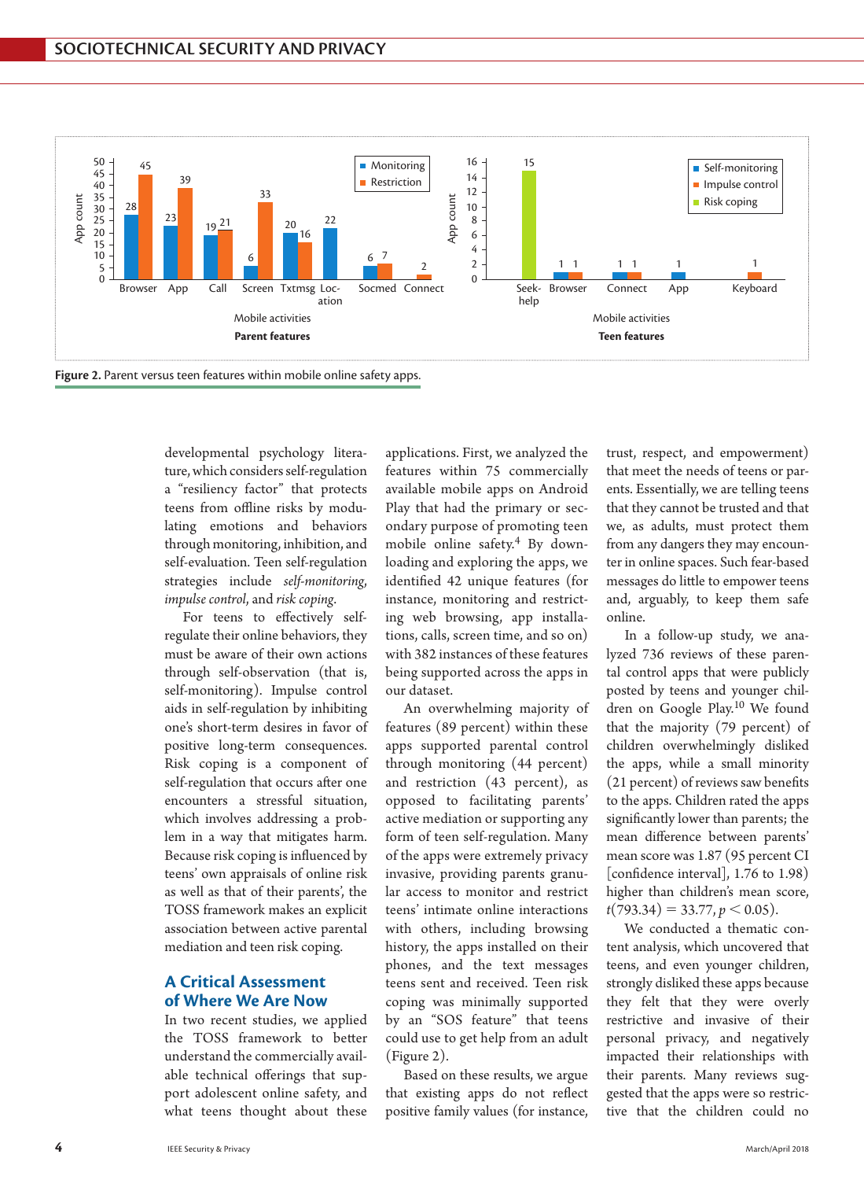Figure 2. Parent versus teen features within mobile online safety apps.

developmental psychology literature, which considers self-regulation a "resiliency factor" that protects teens from offline risks by modulating emotions and behaviors through monitoring, inhibition, and self-evaluation. Teen self-regulation strategies include *self-monitoring*, *impulse control*, and *risk coping*.

For teens to effectively self-regulate their online behaviors, they must be aware of their own actions through self-observation (that is, self-monitoring). Impulse control aids in self-regulation by inhibiting one's short-term desires in favor of positive long-term consequences. Risk coping is a component of self-regulation that occurs after one encounters a stressful situation, which involves addressing a problem in a way that mitigates harm. Because risk coping is influenced by teens' own appraisals of online risk as well as that of their parents', the TOSS framework makes an explicit association between active parental mediation and teen risk coping.

## A Critical Assessment of Where We Are Now

In two recent studies, we applied the TOSS framework to better understand the commercially available technical offerings that support adolescent online safety, and what teens thought about these applications. First, we analyzed the features within 75 commercially available mobile apps on Android Play that had the primary or secondary purpose of promoting teen mobile online safety.[4] By downloading and exploring the apps, we identified 42 unique features (for instance, monitoring and restricting web browsing, app installations, calls, screen time, and so on) with 382 instances of these features being supported across the apps in our dataset.

An overwhelming majority of features (89 percent) within these apps supported parental control through monitoring (44 percent) and restriction (43 percent), as opposed to facilitating parents' active mediation or supporting any form of teen self-regulation. Many of the apps were extremely privacy invasive, providing parents granular access to monitor and restrict teens' intimate online interactions with others, including browsing history, the apps installed on their phones, and the text messages teens sent and received. Teen risk coping was minimally supported by an "SOS feature" that teens could use to get help from an adult (Figure 2).

Based on these results, we argue that existing apps do not reflect positive family values (for instance, trust, respect, and empowerment) that meet the needs of teens or parents. Essentially, we are telling teens that they cannot be trusted and that we, as adults, must protect them from any dangers they may encounter in online spaces. Such fear-based messages do little to empower teens and, arguably, to keep them safe online.

In a follow-up study, we analyzed 736 reviews of these parental control apps that were publicly posted by teens and younger children on Google Play.[10] We found that the majority (79 percent) of children overwhelmingly disliked the apps, while a small minority (21 percent) of reviews saw benefits to the apps. Children rated the apps significantly lower than parents; the mean difference between parents' mean score was 1.87 (95 percent CI [confidence interval], 1.76 to 1.98) higher than children's mean score, $t(793.34) = 33.77, p < 0.05$).

We conducted a thematic content analysis, which uncovered that teens, and even younger children, strongly disliked these apps because they felt that they were overly restrictive and invasive of their personal privacy, and negatively impacted their relationships with their parents. Many reviews suggested that the apps were so restrictive that the children could no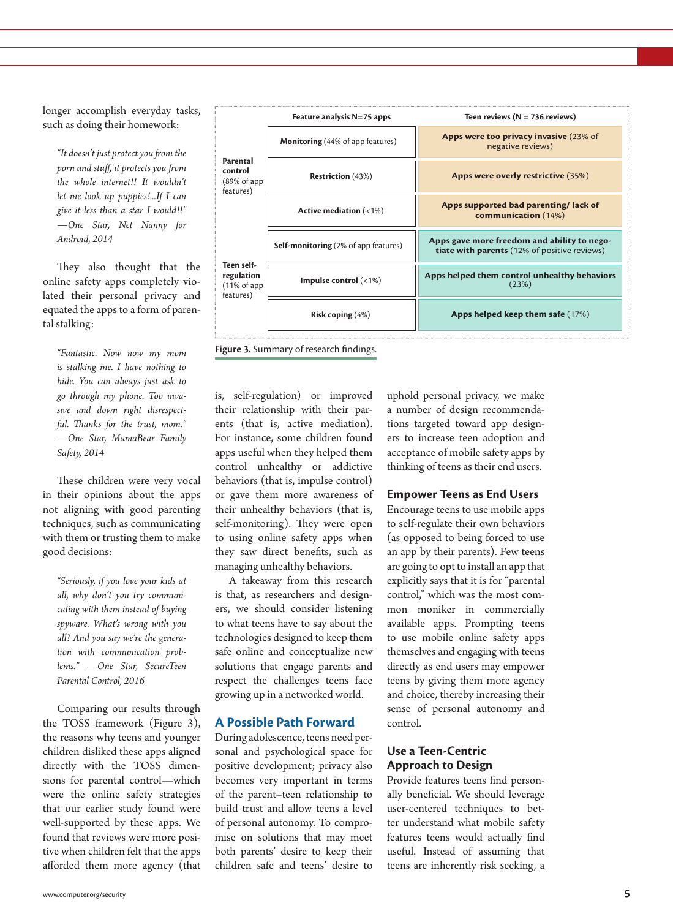longer accomplish everyday tasks, such as doing their homework:

> *"It doesn't just protect you from the porn and stuff, it protects you from the whole internet!! It wouldn't let me look up puppies!...If I can give it less than a star I would!!"* —*One Star, Net Nanny for Android, 2014*

They also thought that the online safety apps completely violated their personal privacy and equated the apps to a form of parental stalking:

> *"Fantastic. Now now my mom is stalking me. I have nothing to hide. You can always just ask to go through my phone. Too invasive and down right disrespectful. Thanks for the trust, mom."* —*One Star, MamaBear Family Safety, 2014*

These children were very vocal in their opinions about the apps not aligning with good parenting techniques, such as communicating with them or trusting them to make good decisions:

> *"Seriously, if you love your kids at all, why don't you try communicating with them instead of buying spyware. What's wrong with you all? And you say we're the generation with communication problems."* —*One Star, SecureTeen Parental Control, 2016*

Comparing our results through the TOSS framework (Figure 3), the reasons why teens and younger children disliked these apps aligned directly with the TOSS dimensions for parental control—which were the online safety strategies that our earlier study found were well-supported by these apps. We found that reviews were more positive when children felt that the apps afforded them more agency (that is, self-regulation) or improved their relationship with their parents (that is, active mediation). For instance, some children found apps useful when they helped them control unhealthy or addictive behaviors (that is, impulse control) or gave them more awareness of their unhealthy behaviors (that is, self-monitoring). They were open to using online safety apps when they saw direct benefits, such as managing unhealthy behaviors.

|  | Feature analysis N=75 apps | Teen reviews (N = 736 reviews) |
|---|---|---|
| **Parental control** (89% of app features) | **Monitoring** (44% of app features) | **Apps were too privacy invasive** (23% of negative reviews) |
|  | **Restriction** (43%) | **Apps were overly restrictive** (35%) |
|  | **Active mediation** (<1%) | **Apps supported bad parenting/ lack of communication** (14%) |
| **Teen self-regulation** (11% of app features) | **Self-monitoring** (2% of app features) | **Apps gave more freedom and ability to negotiate with parents** (12% of positive reviews) |
|  | **Impulse control** (<1%) | **Apps helped them control unhealthy behaviors** (23%) |
|  | **Risk coping** (4%) | **Apps helped keep them safe** (17%) |

**Figure 3.** Summary of research findings.

A takeaway from this research is that, as researchers and designers, we should consider listening to what teens have to say about the technologies designed to keep them safe online and conceptualize new solutions that engage parents and respect the challenges teens face growing up in a networked world.

## A Possible Path Forward

During adolescence, teens need personal and psychological space for positive development; privacy also becomes very important in terms of the parent–teen relationship to build trust and allow teens a level of personal autonomy. To compromise on solutions that may meet both parents' desire to keep their children safe and teens' desire to uphold personal privacy, we make a number of design recommendations targeted toward app designers to increase teen adoption and acceptance of mobile safety apps by thinking of teens as their end users.

### Empower Teens as End Users

Encourage teens to use mobile apps to self-regulate their own behaviors (as opposed to being forced to use an app by their parents). Few teens are going to opt to install an app that explicitly says that it is for "parental control," which was the most common moniker in commercially available apps. Prompting teens to use mobile online safety apps themselves and engaging with teens directly as end users may empower teens by giving them more agency and choice, thereby increasing their sense of personal autonomy and control.

### Use a Teen-Centric Approach to Design

Provide features teens find personally beneficial. We should leverage user-centered techniques to better understand what mobile safety features teens would actually find useful. Instead of assuming that teens are inherently risk seeking, a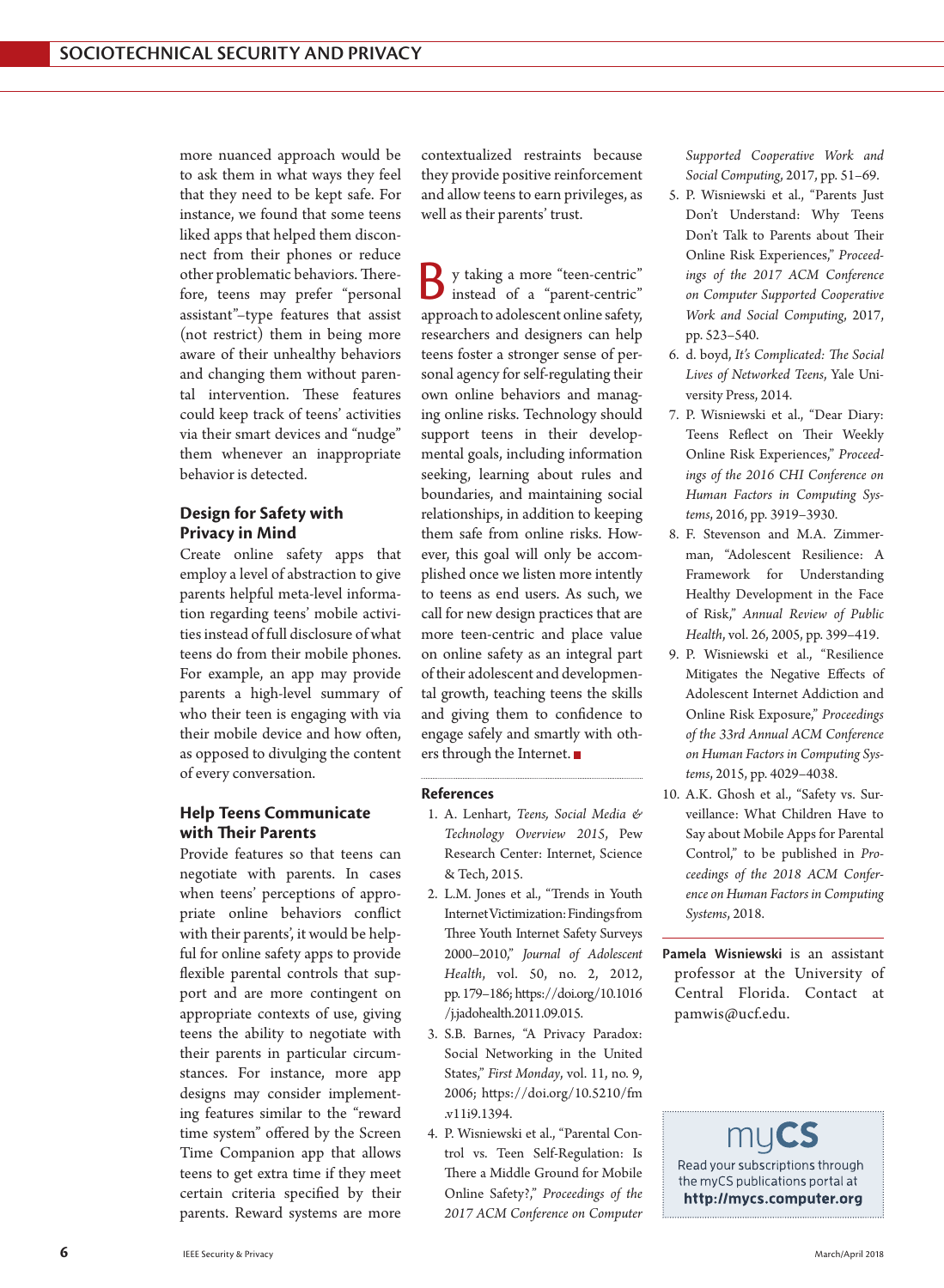more nuanced approach would be to ask them in what ways they feel that they need to be kept safe. For instance, we found that some teens liked apps that helped them disconnect from their phones or reduce other problematic behaviors. Therefore, teens may prefer "personal assistant"–type features that assist (not restrict) them in being more aware of their unhealthy behaviors and changing them without parental intervention. These features could keep track of teens' activities via their smart devices and "nudge" them whenever an inappropriate behavior is detected.

### Design for Safety with Privacy in Mind

Create online safety apps that employ a level of abstraction to give parents helpful meta-level information regarding teens' mobile activities instead of full disclosure of what teens do from their mobile phones. For example, an app may provide parents a high-level summary of who their teen is engaging with via their mobile device and how often, as opposed to divulging the content of every conversation.

### Help Teens Communicate with Their Parents

Provide features so that teens can negotiate with parents. In cases when teens' perceptions of appropriate online behaviors conflict with their parents', it would be helpful for online safety apps to provide flexible parental controls that support and are more contingent on appropriate contexts of use, giving teens the ability to negotiate with their parents in particular circumstances. For instance, more app designs may consider implementing features similar to the "reward time system" offered by the Screen Time Companion app that allows teens to get extra time if they meet certain criteria specified by their parents. Reward systems are more contextualized restraints because they provide positive reinforcement and allow teens to earn privileges, as well as their parents' trust.

By taking a more "teen-centric" instead of a "parent-centric" approach to adolescent online safety, researchers and designers can help teens foster a stronger sense of personal agency for self-regulating their own online behaviors and managing online risks. Technology should support teens in their developmental goals, including information seeking, learning about rules and boundaries, and maintaining social relationships, in addition to keeping them safe from online risks. However, this goal will only be accomplished once we listen more intently to teens as end users. As such, we call for new design practices that are more teen-centric and place value on online safety as an integral part of their adolescent and developmental growth, teaching teens the skills and giving them to confidence to engage safely and smartly with others through the Internet. ■

### References

1. A. Lenhart, *Teens, Social Media & Technology Overview 2015*, Pew Research Center: Internet, Science & Tech, 2015.
2. L.M. Jones et al., "Trends in Youth Internet Victimization: Findings from Three Youth Internet Safety Surveys 2000–2010," *Journal of Adolescent Health*, vol. 50, no. 2, 2012, pp. 179–186; https://doi.org/10.1016/j.jadohealth.2011.09.015.
3. S.B. Barnes, "A Privacy Paradox: Social Networking in the United States," *First Monday*, vol. 11, no. 9, 2006; https://doi.org/10.5210/fm.v11i9.1394.
4. P. Wisniewski et al., "Parental Control vs. Teen Self-Regulation: Is There a Middle Ground for Mobile Online Safety?," *Proceedings of the 2017 ACM Conference on Computer Supported Cooperative Work and Social Computing*, 2017, pp. 51–69.
5. P. Wisniewski et al., "Parents Just Don't Understand: Why Teens Don't Talk to Parents about Their Online Risk Experiences," *Proceedings of the 2017 ACM Conference on Computer Supported Cooperative Work and Social Computing*, 2017, pp. 523–540.
6. d. boyd, *It's Complicated: The Social Lives of Networked Teens*, Yale University Press, 2014.
7. P. Wisniewski et al., "Dear Diary: Teens Reflect on Their Weekly Online Risk Experiences," *Proceedings of the 2016 CHI Conference on Human Factors in Computing Systems*, 2016, pp. 3919–3930.
8. F. Stevenson and M.A. Zimmerman, "Adolescent Resilience: A Framework for Understanding Healthy Development in the Face of Risk," *Annual Review of Public Health*, vol. 26, 2005, pp. 399–419.
9. P. Wisniewski et al., "Resilience Mitigates the Negative Effects of Adolescent Internet Addiction and Online Risk Exposure," *Proceedings of the 33rd Annual ACM Conference on Human Factors in Computing Systems*, 2015, pp. 4029–4038.
10. A.K. Ghosh et al., "Safety vs. Surveillance: What Children Have to Say about Mobile Apps for Parental Control," to be published in *Proceedings of the 2018 ACM Conference on Human Factors in Computing Systems*, 2018.

**Pamela Wisniewski** is an assistant professor at the University of Central Florida. Contact at pamwis@ucf.edu.

myCS

Read your subscriptions through the myCS publications portal at **http://mycs.computer.org**